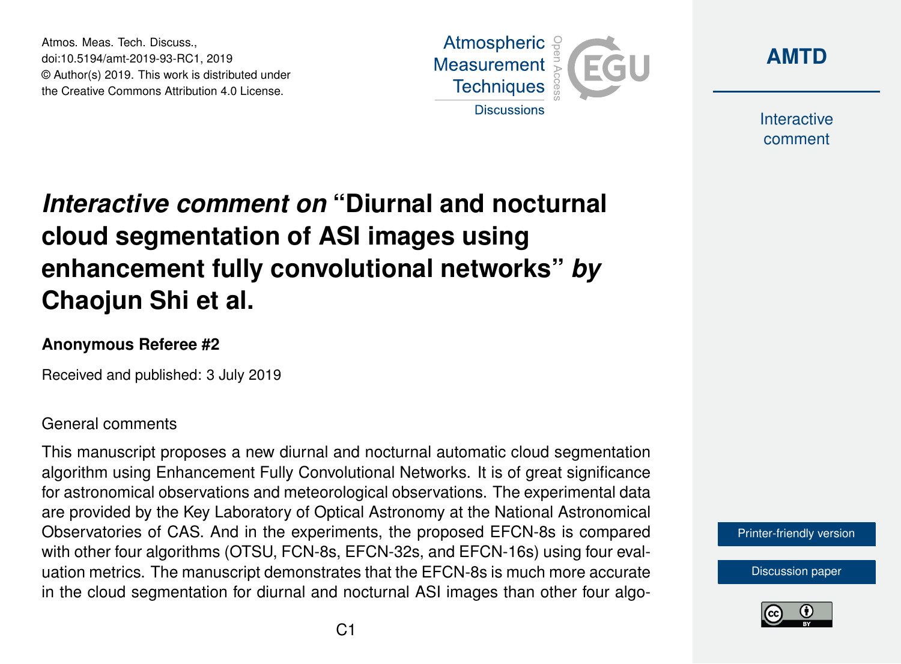Atmos. Meas. Tech. Discuss.,
doi:10.5194/amt-2019-93-RC1, 2019
© Author(s) 2019. This work is distributed under
the Creative Commons Attribution 4.0 License.

# *Interactive comment on* "Diurnal and nocturnal cloud segmentation of ASI images using enhancement fully convolutional networks" *by* Chaojun Shi et al.

**Anonymous Referee #2**

Received and published: 3 July 2019

General comments

This manuscript proposes a new diurnal and nocturnal automatic cloud segmentation algorithm using Enhancement Fully Convolutional Networks. It is of great significance for astronomical observations and meteorological observations. The experimental data are provided by the Key Laboratory of Optical Astronomy at the National Astronomical Observatories of CAS. And in the experiments, the proposed EFCN-8s is compared with other four algorithms (OTSU, FCN-8s, EFCN-32s, and EFCN-16s) using four evaluation metrics. The manuscript demonstrates that the EFCN-8s is much more accurate in the cloud segmentation for diurnal and nocturnal ASI images than other four algo-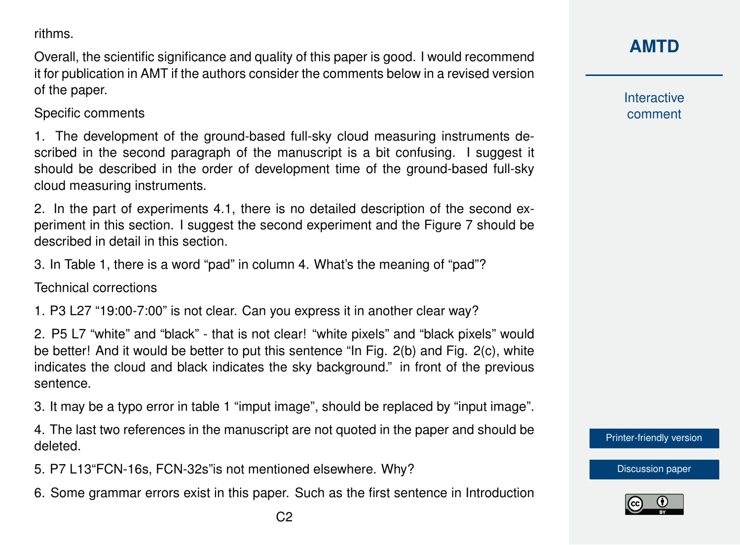rithms.

Overall, the scientific significance and quality of this paper is good. I would recommend it for publication in AMT if the authors consider the comments below in a revised version of the paper.

Specific comments

1. The development of the ground-based full-sky cloud measuring instruments described in the second paragraph of the manuscript is a bit confusing. I suggest it should be described in the order of development time of the ground-based full-sky cloud measuring instruments.

2. In the part of experiments 4.1, there is no detailed description of the second experiment in this section. I suggest the second experiment and the Figure 7 should be described in detail in this section.

3. In Table 1, there is a word "pad" in column 4. What's the meaning of "pad"?

Technical corrections

1. P3 L27 "19:00-7:00" is not clear. Can you express it in another clear way?

2. P5 L7 "white" and "black" - that is not clear! "white pixels" and "black pixels" would be better! And it would be better to put this sentence "In Fig. 2(b) and Fig. 2(c), white indicates the cloud and black indicates the sky background." in front of the previous sentence.

3. It may be a typo error in table 1 "imput image", should be replaced by "input image".

4. The last two references in the manuscript are not quoted in the paper and should be deleted.

5. P7 L13"FCN-16s, FCN-32s"is not mentioned elsewhere. Why?

6. Some grammar errors exist in this paper. Such as the first sentence in Introduction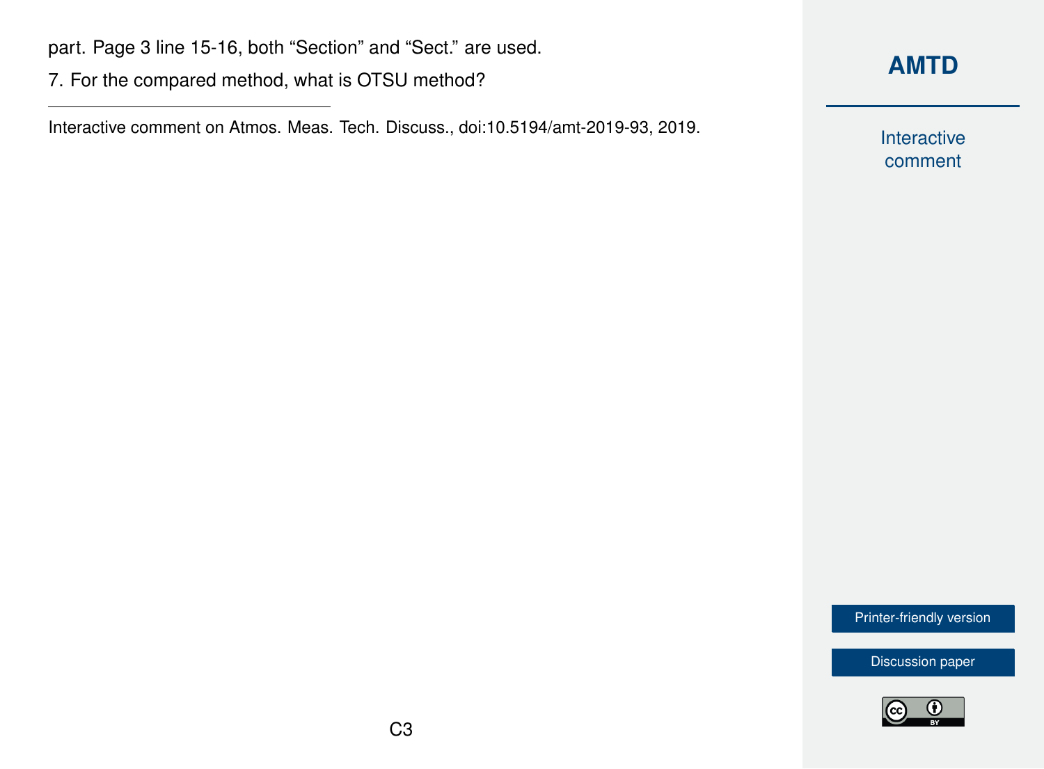part. Page 3 line 15-16, both “Section” and “Sect.” are used.

7. For the compared method, what is OTSU method?

---

Interactive comment on Atmos. Meas. Tech. Discuss., doi:10.5194/amt-2019-93, 2019.